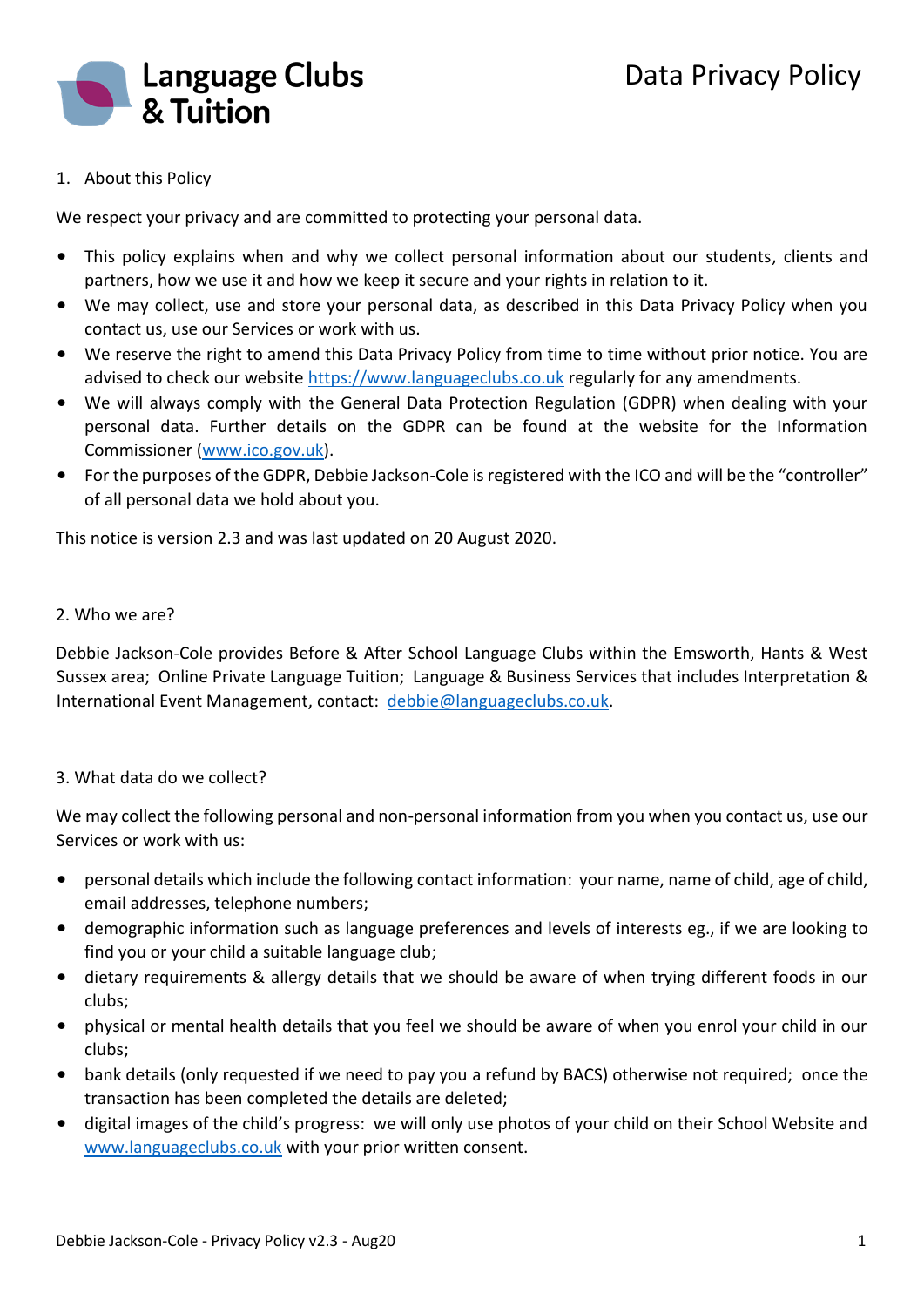# Language Clubs & Tuition

# Data Privacy Policy

## 1. About this Policy

We respect your privacy and are committed to protecting your personal data.

- This policy explains when and why we collect personal information about our students, clients and partners, how we use it and how we keep it secure and your rights in relation to it.
- We may collect, use and store your personal data, as described in this Data Privacy Policy when you contact us, use our Services or work with us.
- We reserve the right to amend this Data Privacy Policy from time to time without prior notice. You are advised to check our website https://www.languageclubs.co.uk regularly for any amendments.
- We will always comply with the General Data Protection Regulation (GDPR) when dealing with your personal data. Further details on the GDPR can be found at the website for the Information Commissioner (www.ico.gov.uk).
- For the purposes of the GDPR, Debbie Jackson-Cole is registered with the ICO and will be the "controller" of all personal data we hold about you.

This notice is version 2.3 and was last updated on 20 August 2020.

## 2. Who we are?

Debbie Jackson-Cole provides Before & After School Language Clubs within the Emsworth, Hants & West Sussex area; Online Private Language Tuition; Language & Business Services that includes Interpretation & International Event Management, contact: debbie@languageclubs.co.uk.

## 3. What data do we collect?

We may collect the following personal and non-personal information from you when you contact us, use our Services or work with us:

- personal details which include the following contact information: your name, name of child, age of child, email addresses, telephone numbers;
- demographic information such as language preferences and levels of interests eg., if we are looking to find you or your child a suitable language club;
- dietary requirements & allergy details that we should be aware of when trying different foods in our clubs;
- physical or mental health details that you feel we should be aware of when you enrol your child in our clubs;
- bank details (only requested if we need to pay you a refund by BACS) otherwise not required; once the transaction has been completed the details are deleted;
- digital images of the child's progress: we will only use photos of your child on their School Website and www.languageclubs.co.uk with your prior written consent.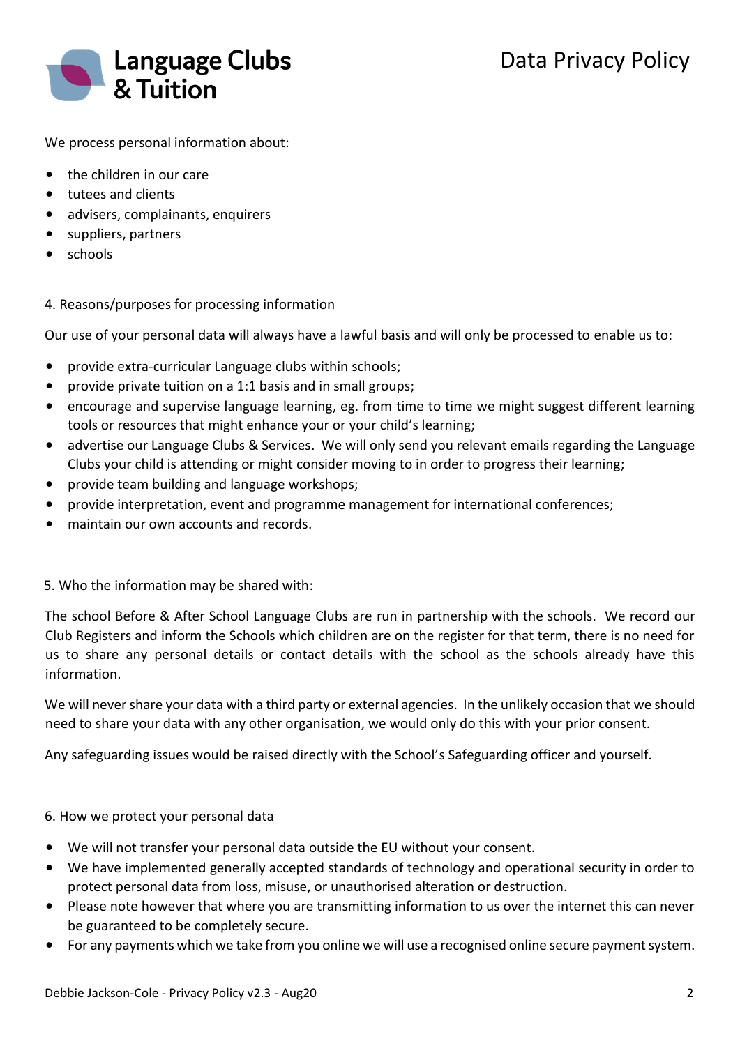We process personal information about:

- the children in our care
- tutees and clients
- advisers, complainants, enquirers
- suppliers, partners
- schools

4. Reasons/purposes for processing information

Our use of your personal data will always have a lawful basis and will only be processed to enable us to:

- provide extra-curricular Language clubs within schools;
- provide private tuition on a 1:1 basis and in small groups;
- encourage and supervise language learning, eg. from time to time we might suggest different learning tools or resources that might enhance your or your child's learning;
- advertise our Language Clubs & Services. We will only send you relevant emails regarding the Language Clubs your child is attending or might consider moving to in order to progress their learning;
- provide team building and language workshops;
- provide interpretation, event and programme management for international conferences;
- maintain our own accounts and records.

5. Who the information may be shared with:

The school Before & After School Language Clubs are run in partnership with the schools. We record our Club Registers and inform the Schools which children are on the register for that term, there is no need for us to share any personal details or contact details with the school as the schools already have this information.

We will never share your data with a third party or external agencies. In the unlikely occasion that we should need to share your data with any other organisation, we would only do this with your prior consent.

Any safeguarding issues would be raised directly with the School's Safeguarding officer and yourself.

6. How we protect your personal data

- We will not transfer your personal data outside the EU without your consent.
- We have implemented generally accepted standards of technology and operational security in order to protect personal data from loss, misuse, or unauthorised alteration or destruction.
- Please note however that where you are transmitting information to us over the internet this can never be guaranteed to be completely secure.
- For any payments which we take from you online we will use a recognised online secure payment system.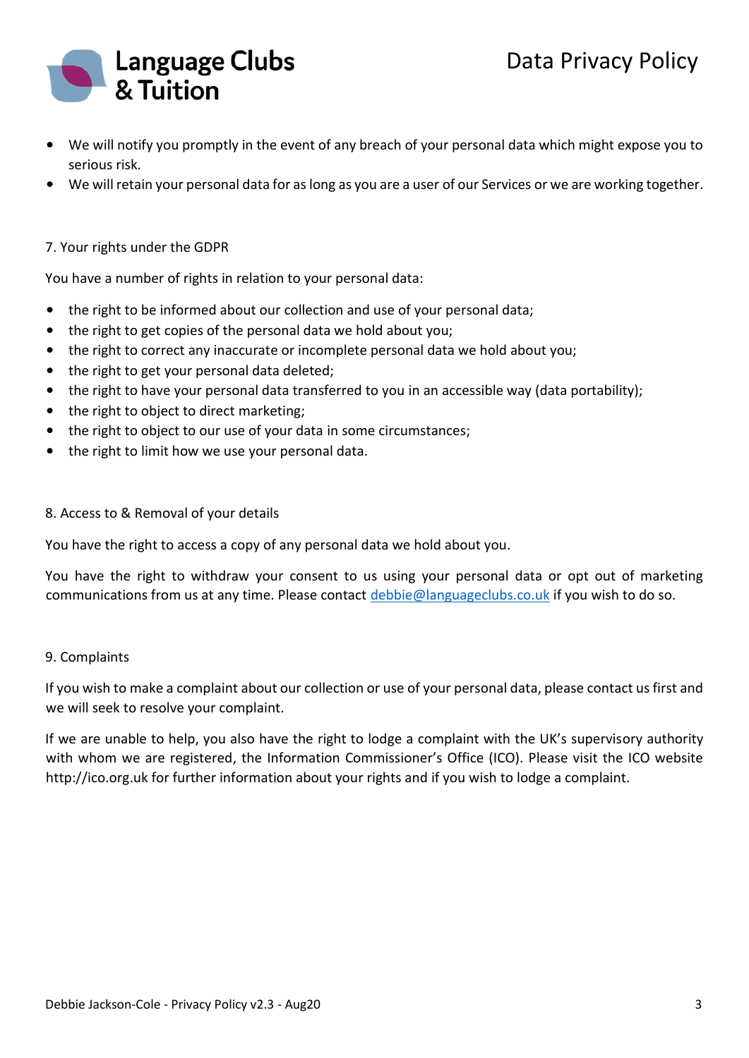- We will notify you promptly in the event of any breach of your personal data which might expose you to serious risk.
- We will retain your personal data for as long as you are a user of our Services or we are working together.

## 7. Your rights under the GDPR

You have a number of rights in relation to your personal data:

- the right to be informed about our collection and use of your personal data;
- the right to get copies of the personal data we hold about you;
- the right to correct any inaccurate or incomplete personal data we hold about you;
- the right to get your personal data deleted;
- the right to have your personal data transferred to you in an accessible way (data portability);
- the right to object to direct marketing;
- the right to object to our use of your data in some circumstances;
- the right to limit how we use your personal data.

## 8. Access to & Removal of your details

You have the right to access a copy of any personal data we hold about you.

You have the right to withdraw your consent to us using your personal data or opt out of marketing communications from us at any time. Please contact debbie@languageclubs.co.uk if you wish to do so.

## 9. Complaints

If you wish to make a complaint about our collection or use of your personal data, please contact us first and we will seek to resolve your complaint.

If we are unable to help, you also have the right to lodge a complaint with the UK's supervisory authority with whom we are registered, the Information Commissioner's Office (ICO). Please visit the ICO website http://ico.org.uk for further information about your rights and if you wish to lodge a complaint.